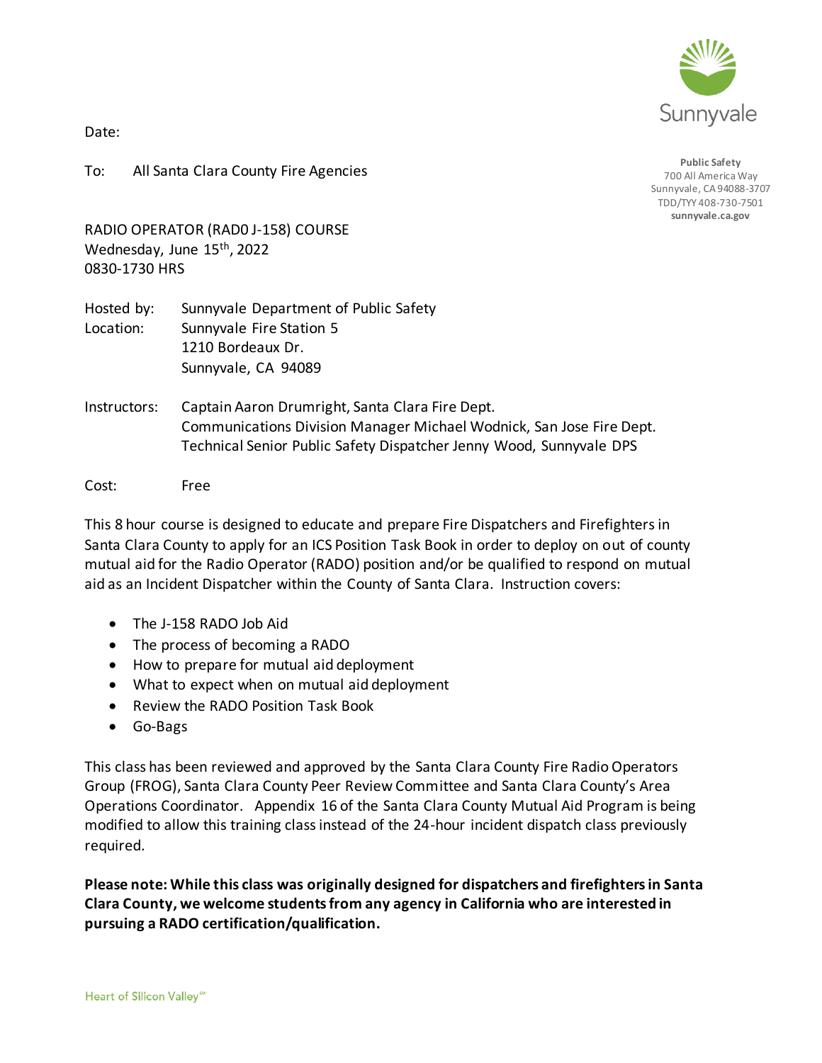Sunnyvale

**Public Safety**
700 All America Way
Sunnyvale, CA 94088-3707
TDD/TYY 408-730-7501
**sunnyvale.ca.gov**

Date:

To: All Santa Clara County Fire Agencies

RADIO OPERATOR (RAD0 J-158) COURSE
Wednesday, June 15th, 2022
0830-1730 HRS

Hosted by: Sunnyvale Department of Public Safety
Location: Sunnyvale Fire Station 5
1210 Bordeaux Dr.
Sunnyvale, CA 94089

Instructors: Captain Aaron Drumright, Santa Clara Fire Dept.
Communications Division Manager Michael Wodnick, San Jose Fire Dept.
Technical Senior Public Safety Dispatcher Jenny Wood, Sunnyvale DPS

Cost: Free

This 8 hour course is designed to educate and prepare Fire Dispatchers and Firefighters in Santa Clara County to apply for an ICS Position Task Book in order to deploy on out of county mutual aid for the Radio Operator (RADO) position and/or be qualified to respond on mutual aid as an Incident Dispatcher within the County of Santa Clara. Instruction covers:

- The J-158 RADO Job Aid
- The process of becoming a RADO
- How to prepare for mutual aid deployment
- What to expect when on mutual aid deployment
- Review the RADO Position Task Book
- Go-Bags

This class has been reviewed and approved by the Santa Clara County Fire Radio Operators Group (FROG), Santa Clara County Peer Review Committee and Santa Clara County's Area Operations Coordinator. Appendix 16 of the Santa Clara County Mutual Aid Program is being modified to allow this training class instead of the 24-hour incident dispatch class previously required.

**Please note: While this class was originally designed for dispatchers and firefighters in Santa Clara County, we welcome students from any agency in California who are interested in pursuing a RADO certification/qualification.**

Heart of Silicon Valley℠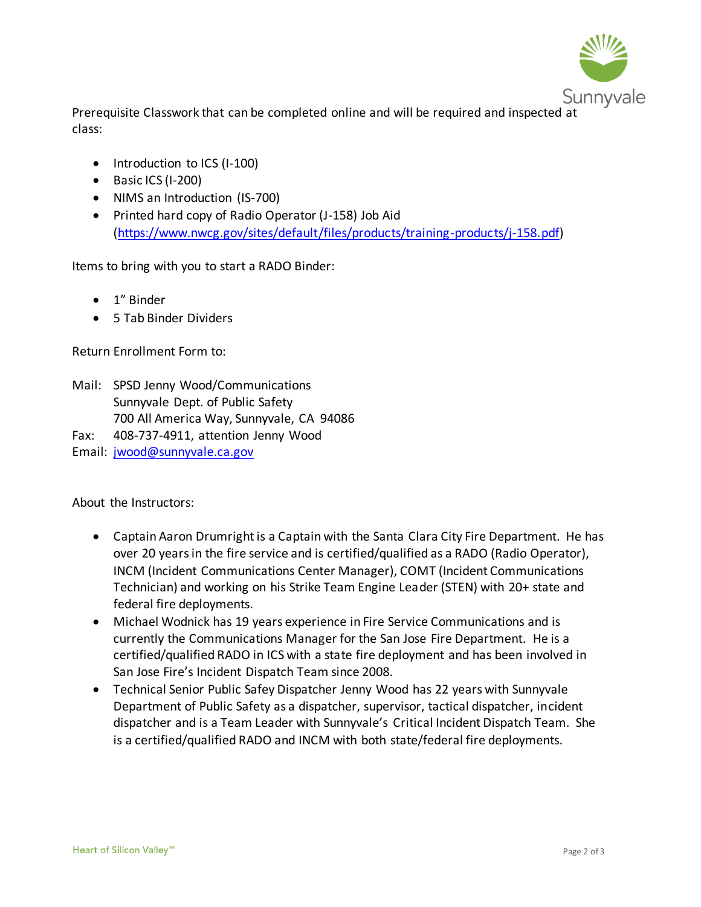Prerequisite Classwork that can be completed online and will be required and inspected at class:

- Introduction to ICS (I-100)
- Basic ICS (I-200)
- NIMS an Introduction (IS-700)
- Printed hard copy of Radio Operator (J-158) Job Aid (https://www.nwcg.gov/sites/default/files/products/training-products/j-158.pdf)

Items to bring with you to start a RADO Binder:

- 1" Binder
- 5 Tab Binder Dividers

Return Enrollment Form to:

Mail: SPSD Jenny Wood/Communications
Sunnyvale Dept. of Public Safety
700 All America Way, Sunnyvale, CA 94086
Fax: 408-737-4911, attention Jenny Wood
Email: jwood@sunnyvale.ca.gov

About the Instructors:

- Captain Aaron Drumright is a Captain with the Santa Clara City Fire Department. He has over 20 years in the fire service and is certified/qualified as a RADO (Radio Operator), INCM (Incident Communications Center Manager), COMT (Incident Communications Technician) and working on his Strike Team Engine Leader (STEN) with 20+ state and federal fire deployments.
- Michael Wodnick has 19 years experience in Fire Service Communications and is currently the Communications Manager for the San Jose Fire Department. He is a certified/qualified RADO in ICS with a state fire deployment and has been involved in San Jose Fire's Incident Dispatch Team since 2008.
- Technical Senior Public Safey Dispatcher Jenny Wood has 22 years with Sunnyvale Department of Public Safety as a dispatcher, supervisor, tactical dispatcher, incident dispatcher and is a Team Leader with Sunnyvale's Critical Incident Dispatch Team. She is a certified/qualified RADO and INCM with both state/federal fire deployments.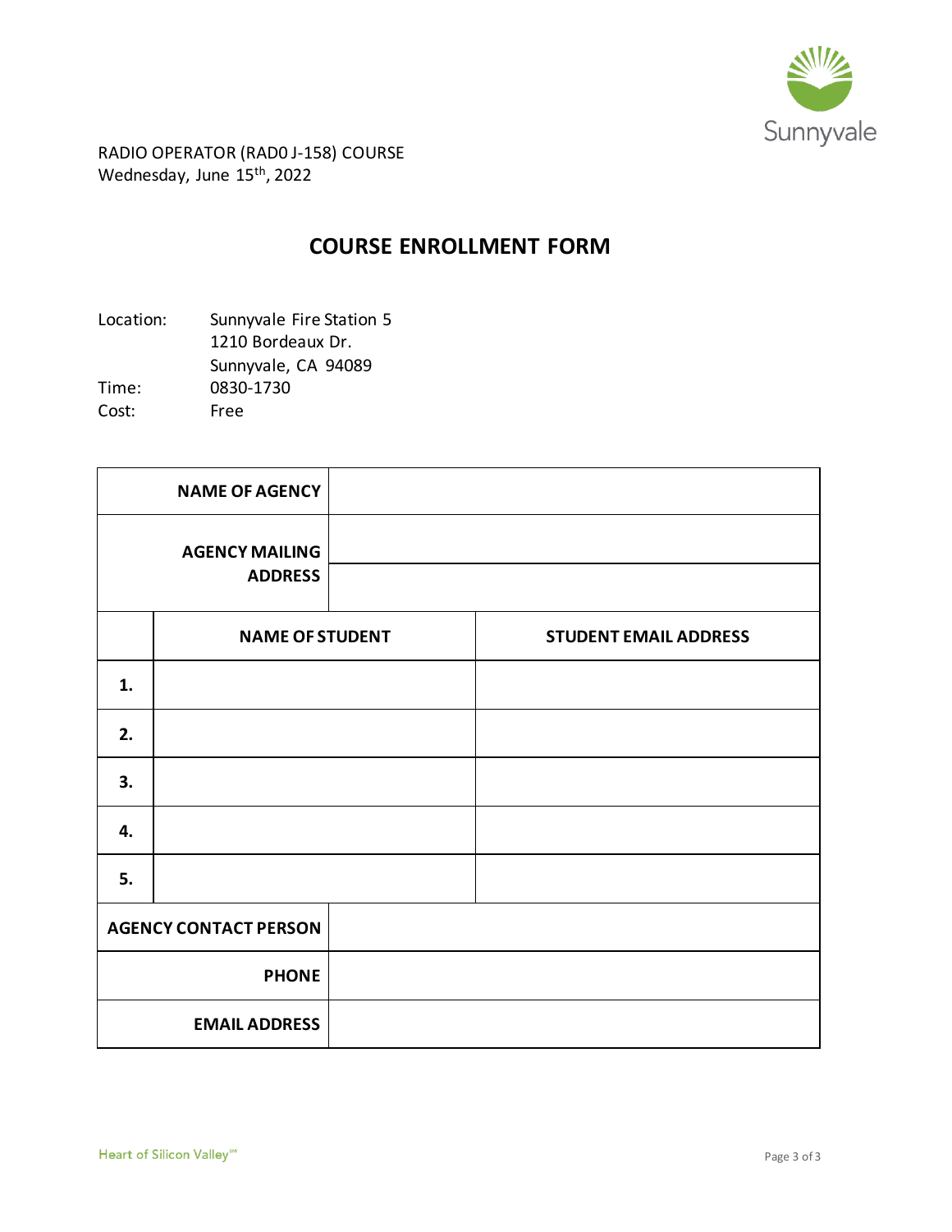RADIO OPERATOR (RAD0 J-158) COURSE
Wednesday, June 15th, 2022

# COURSE ENROLLMENT FORM

Location: Sunnyvale Fire Station 5
1210 Bordeaux Dr.
Sunnyvale, CA 94089
Time: 0830-1730
Cost: Free

| | | |
|---|---|---|
| **NAME OF AGENCY** | | |
| **AGENCY MAILING ADDRESS** | | |
| | | |
| | **NAME OF STUDENT** | **STUDENT EMAIL ADDRESS** |
| **1.** | | |
| **2.** | | |
| **3.** | | |
| **4.** | | |
| **5.** | | |
| **AGENCY CONTACT PERSON** | | |
| **PHONE** | | |
| **EMAIL ADDRESS** | | |

Heart of Silicon Valley℠